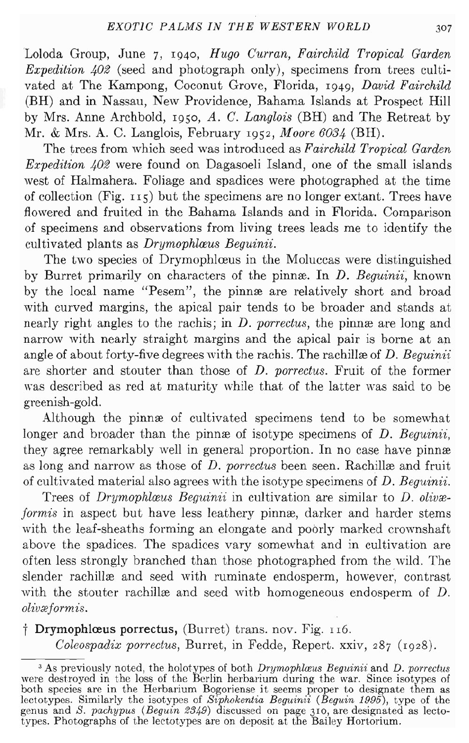Loloda Group, June 7, 1940, *Hugo Curran, Fairchild Tropical Garden Expedition 402* (seed and photograph only), specimens from trees cultivated at The Kampong, Coconut Grove, Florida, 1949, *David Fairchild* (BH) and in Nassau, New Providence, Bahama Islands at Prospect Hill by Mrs. Anne Archbold, 1950, *A. C. Langlois* (BH) and The Retreat by Mr. & Mrs. A. C. Langlois, February 1952, *Moore 6034* (BH).

The trees from which seed was introduced as *Fairchild Tropical Garden Expedition 402* were found on Dagasoeli Island, one of the small islands west of Halmahera. Foliage and spadices were photographed at the time of collection (Fig. 115) but the specimens are no longer extant. Trees have flowered and fruited in the Bahama Islands and in Florida. Comparison of specimens and observations from living trees leads me to identify the cultivated plants as *Drymophlœus Beguinii*.

The two species of Drymophlœus in the Moluccas were distinguished by Burret primarily on characters of the pinnæ. In *D. Beguinii*, known by the local name "Pesem", the pinnæ are relatively short and broad with curved margins, the apical pair tends to be broader and stands at nearly right angles to the rachis; in *D. porrectus*, the pinnæ are long and narrow with nearly straight margins and the apical pair is borne at an angle of about forty-five degrees with the rachis. The rachillæ of *D. Beguinii* are shorter and stouter than those of *D. porrectus*. Fruit of the former was described as red at maturity while that of the latter was said to be greenish-gold.

Although the pinnæ of cultivated specimens tend to be somewhat longer and broader than the pinnæ of isotype specimens of *D. Beguinii*, they agree remarkably well in general proportion. In no case have pinnæ as long and narrow as those of *D. porrectus* been seen. Rachillæ and fruit of cultivated material also agrees with the isotype specimens of *D. Beguinii*.

Trees of *Drymophlœus Beguinii* in cultivation are similar to *D. olivæformis* in aspect but have less leathery pinnæ, darker and harder stems with the leaf-sheaths forming an elongate and poorly marked crownshaft above the spadices. The spadices vary somewhat and in cultivation are often less strongly branched than those photographed from the wild. The slender rachillæ and seed with ruminate endosperm, however, contrast with the stouter rachillæ and seed with homogeneous endosperm of *D. olivæformis*.

† **Drymophlœus porrectus,** (Burret) trans. nov. Fig. 116.

*Coleospadix porrectus*, Burret, in Fedde, Repert. xxiv, 287 (1928).

[3] As previously noted, the holotypes of both *Drymophlœus Beguinii* and *D. porrectus* were destroyed in the loss of the Berlin herbarium during the war. Since isotypes of both species are in the Herbarium Bogoriense it seems proper to designate them as lectotypes. Similarly the isotypes of *Siphokentia Beguinii* (*Beguin 1995*), type of the genus and *S. pachypus* (*Beguin 2349*) discussed on page 310, are designated as lectotypes. Photographs of the lectotypes are on deposit at the Bailey Hortorium.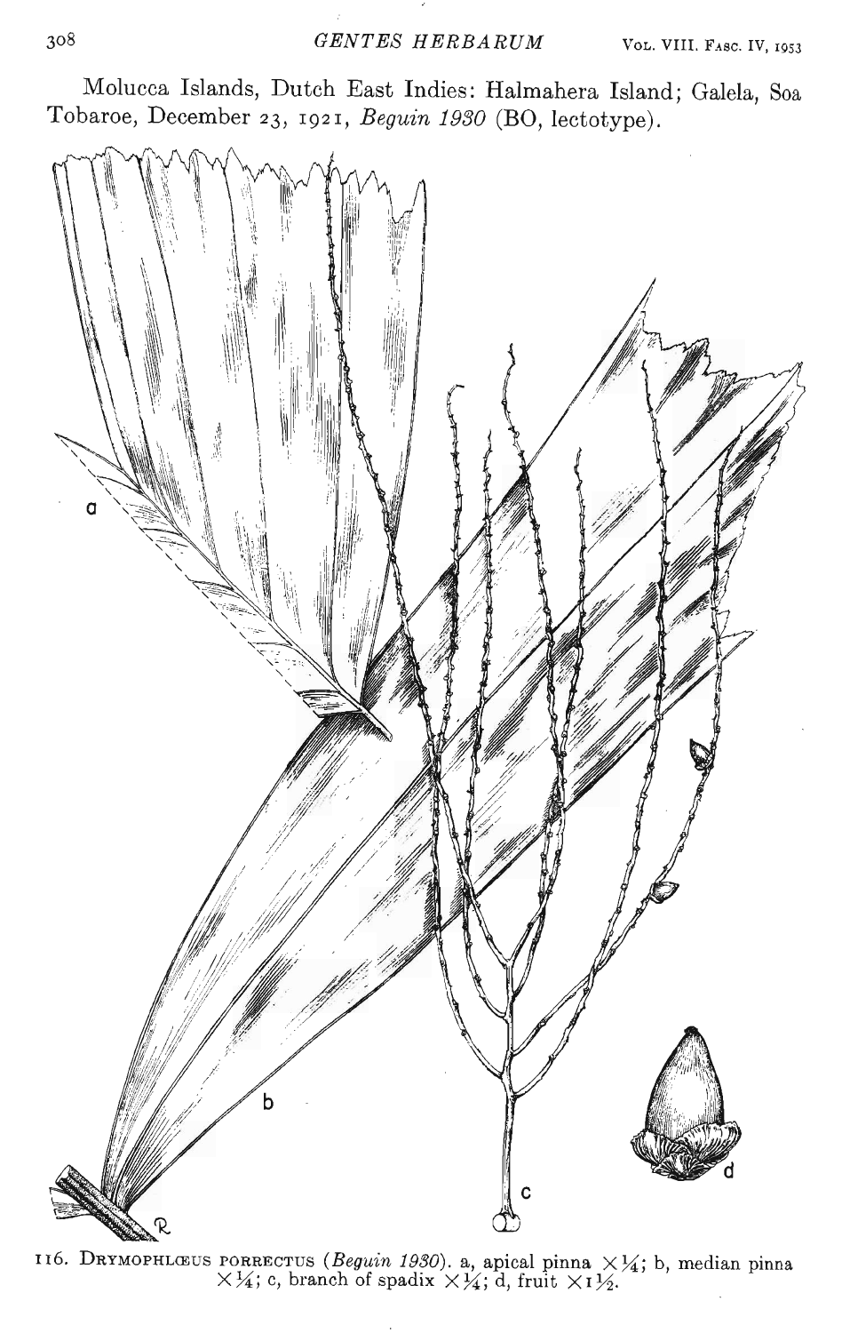Molucca Islands, Dutch East Indies: Halmahera Island; Galela, Soa Tobaroe, December 23, 1921, *Beguin 1930* (BO, lectotype).

116. DRYMOPHLŒUS PORRECTUS (*Beguin 1930*). a, apical pinna ×¼; b, median pinna ×¼; c, branch of spadix ×¼; d, fruit ×1½.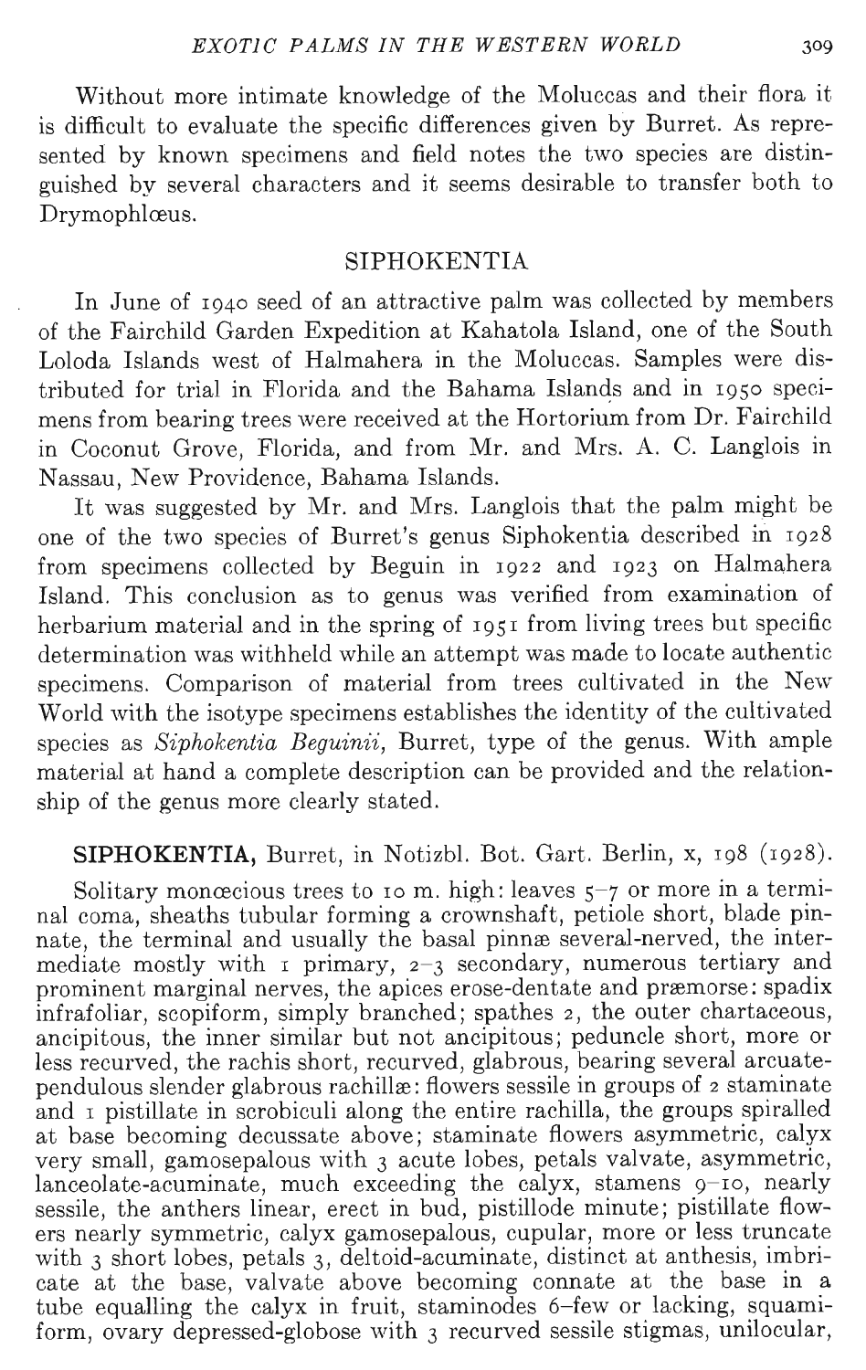Without more intimate knowledge of the Moluccas and their flora it is difficult to evaluate the specific differences given by Burret. As represented by known specimens and field notes the two species are distinguished by several characters and it seems desirable to transfer both to Drymophlœus.

## SIPHOKENTIA

In June of 1940 seed of an attractive palm was collected by members of the Fairchild Garden Expedition at Kahatola Island, one of the South Loloda Islands west of Halmahera in the Moluccas. Samples were distributed for trial in Florida and the Bahama Islands and in 1950 specimens from bearing trees were received at the Hortorium from Dr. Fairchild in Coconut Grove, Florida, and from Mr. and Mrs. A. C. Langlois in Nassau, New Providence, Bahama Islands.

It was suggested by Mr. and Mrs. Langlois that the palm might be one of the two species of Burret's genus Siphokentia described in 1928 from specimens collected by Beguin in 1922 and 1923 on Halmahera Island. This conclusion as to genus was verified from examination of herbarium material and in the spring of 1951 from living trees but specific determination was withheld while an attempt was made to locate authentic specimens. Comparison of material from trees cultivated in the New World with the isotype specimens establishes the identity of the cultivated species as *Siphokentia Beguinii*, Burret, type of the genus. With ample material at hand a complete description can be provided and the relationship of the genus more clearly stated.

**SIPHOKENTIA,** Burret, in Notizbl. Bot. Gart. Berlin, x, 198 (1928).

Solitary monœcious trees to 10 m. high: leaves 5–7 or more in a terminal coma, sheaths tubular forming a crownshaft, petiole short, blade pinnate, the terminal and usually the basal pinnæ several-nerved, the intermediate mostly with 1 primary, 2–3 secondary, numerous tertiary and prominent marginal nerves, the apices erose-dentate and præmorse: spadix infrafoliar, scopiform, simply branched; spathes 2, the outer chartaceous, ancipitous, the inner similar but not ancipitous; peduncle short, more or less recurved, the rachis short, recurved, glabrous, bearing several arcuate-pendulous slender glabrous rachillæ: flowers sessile in groups of 2 staminate and 1 pistillate in scrobiculi along the entire rachilla, the groups spiralled at base becoming decussate above; staminate flowers asymmetric, calyx very small, gamosepalous with 3 acute lobes, petals valvate, asymmetric, lanceolate-acuminate, much exceeding the calyx, stamens 9–10, nearly sessile, the anthers linear, erect in bud, pistillode minute; pistillate flowers nearly symmetric, calyx gamosepalous, cupular, more or less truncate with 3 short lobes, petals 3, deltoid-acuminate, distinct at anthesis, imbricate at the base, valvate above becoming connate at the base in a tube equalling the calyx in fruit, staminodes 6–few or lacking, squamiform, ovary depressed-globose with 3 recurved sessile stigmas, unilocular,